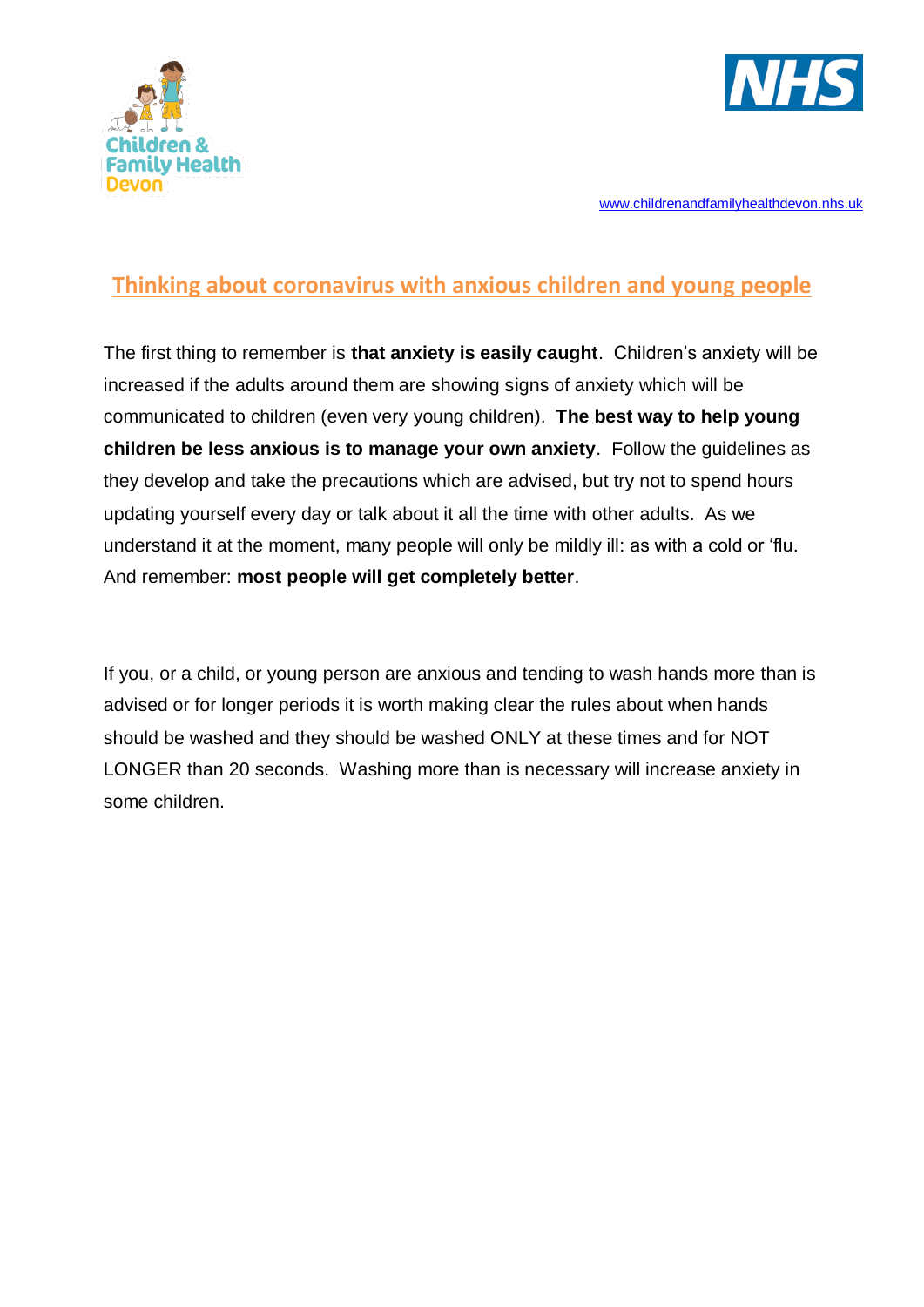Children & Family Health Devon

www.childrenandfamilyhealthdevon.nhs.uk

# Thinking about coronavirus with anxious children and young people

The first thing to remember is **that anxiety is easily caught**. Children's anxiety will be increased if the adults around them are showing signs of anxiety which will be communicated to children (even very young children). **The best way to help young children be less anxious is to manage your own anxiety**. Follow the guidelines as they develop and take the precautions which are advised, but try not to spend hours updating yourself every day or talk about it all the time with other adults. As we understand it at the moment, many people will only be mildly ill: as with a cold or 'flu. And remember: **most people will get completely better**.

If you, or a child, or young person are anxious and tending to wash hands more than is advised or for longer periods it is worth making clear the rules about when hands should be washed and they should be washed ONLY at these times and for NOT LONGER than 20 seconds. Washing more than is necessary will increase anxiety in some children.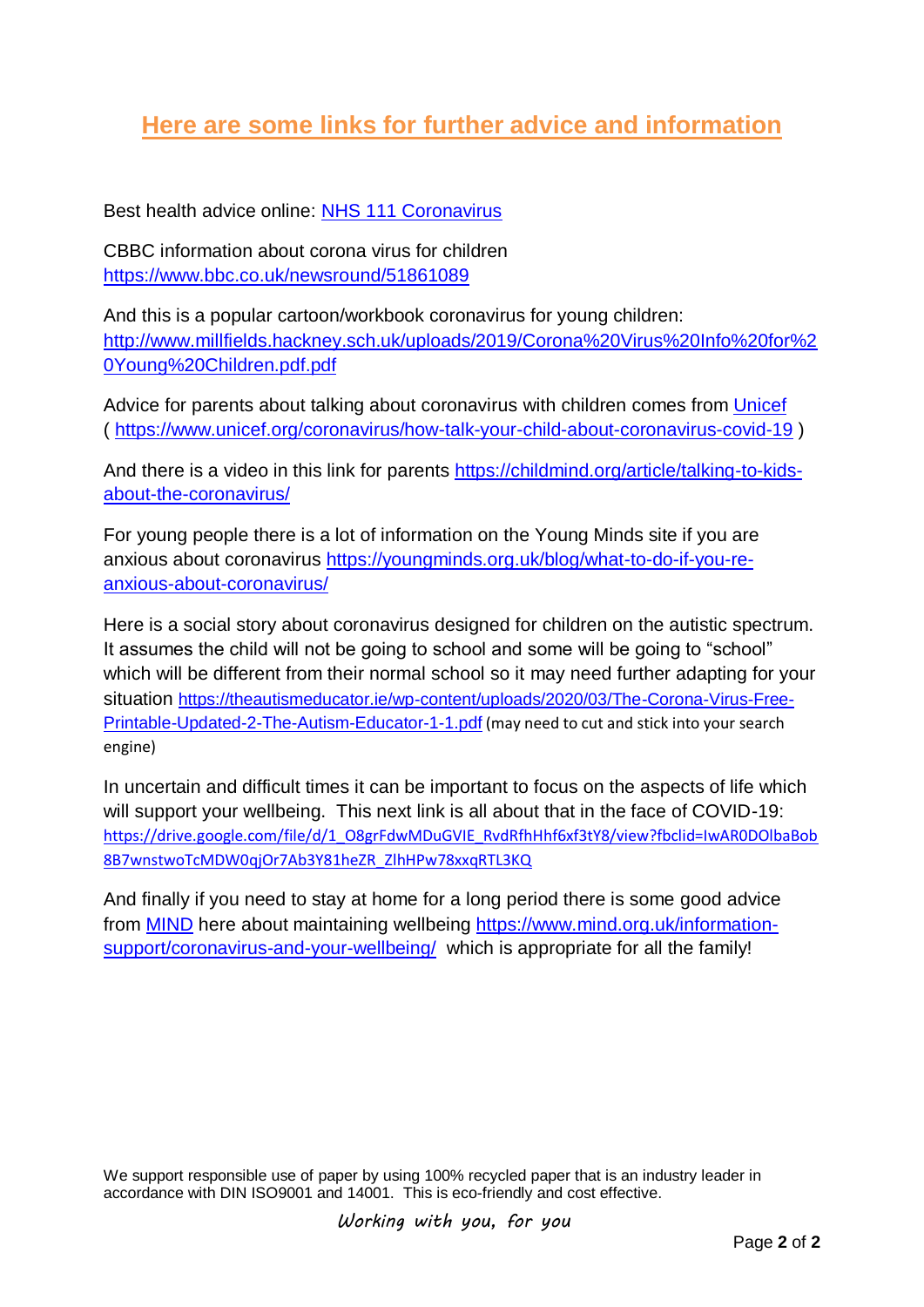## Here are some links for further advice and information

Best health advice online: NHS 111 Coronavirus

CBBC information about corona virus for children
https://www.bbc.co.uk/newsround/51861089

And this is a popular cartoon/workbook coronavirus for young children:
http://www.millfields.hackney.sch.uk/uploads/2019/Corona%20Virus%20Info%20for%20Young%20Children.pdf.pdf

Advice for parents about talking about coronavirus with children comes from Unicef ( https://www.unicef.org/coronavirus/how-talk-your-child-about-coronavirus-covid-19 )

And there is a video in this link for parents https://childmind.org/article/talking-to-kids-about-the-coronavirus/

For young people there is a lot of information on the Young Minds site if you are anxious about coronavirus https://youngminds.org.uk/blog/what-to-do-if-you-re-anxious-about-coronavirus/

Here is a social story about coronavirus designed for children on the autistic spectrum. It assumes the child will not be going to school and some will be going to "school" which will be different from their normal school so it may need further adapting for your situation https://theautismeducator.ie/wp-content/uploads/2020/03/The-Corona-Virus-Free-Printable-Updated-2-The-Autism-Educator-1-1.pdf (may need to cut and stick into your search engine)

In uncertain and difficult times it can be important to focus on the aspects of life which will support your wellbeing. This next link is all about that in the face of COVID-19:
https://drive.google.com/file/d/1_O8grFdwMDuGVIE_RvdRfhHhf6xf3tY8/view?fbclid=IwAR0DOlbaBob8B7wnstwoTcMDW0qjOr7Ab3Y81heZR_ZlhHPw78xxqRTL3KQ

And finally if you need to stay at home for a long period there is some good advice from MIND here about maintaining wellbeing https://www.mind.org.uk/information-support/coronavirus-and-your-wellbeing/ which is appropriate for all the family!

We support responsible use of paper by using 100% recycled paper that is an industry leader in accordance with DIN ISO9001 and 14001. This is eco-friendly and cost effective.

*Working with you, for you*